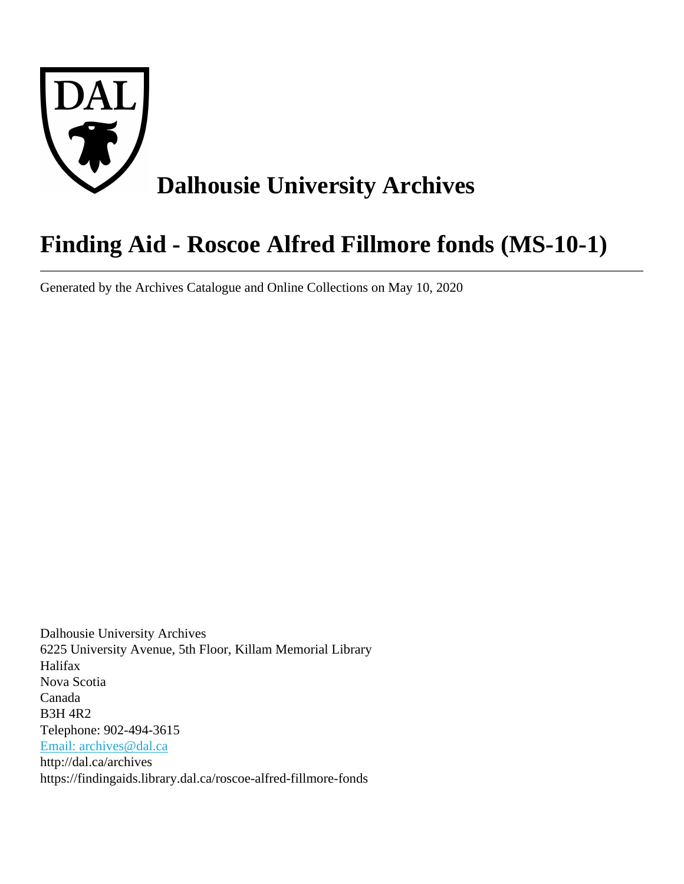# Dalhousie University Archives

# Finding Aid - Roscoe Alfred Fillmore fonds (MS-10-1)

---

Generated by the Archives Catalogue and Online Collections on May 10, 2020

Dalhousie University Archives
6225 University Avenue, 5th Floor, Killam Memorial Library
Halifax
Nova Scotia
Canada
B3H 4R2
Telephone: 902-494-3615
[Email: archives@dal.ca](mailto:archives@dal.ca)
http://dal.ca/archives
https://findingaids.library.dal.ca/roscoe-alfred-fillmore-fonds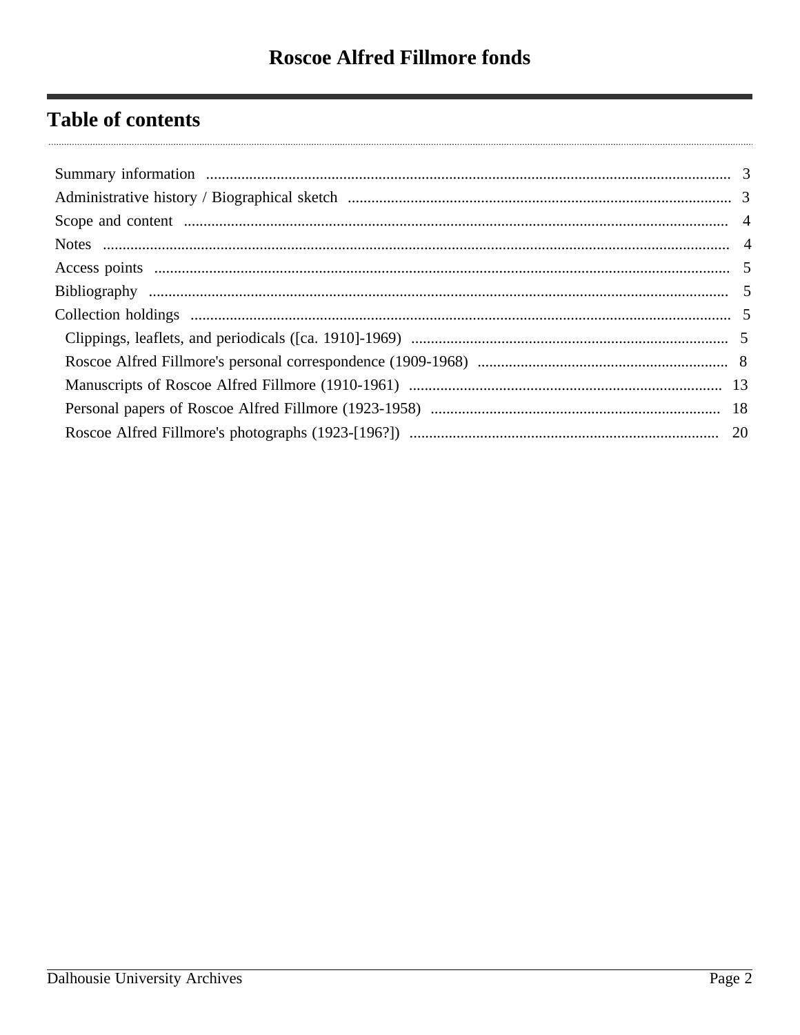# Roscoe Alfred Fillmore fonds

## Table of contents

- Summary information ..... 3
- Administrative history / Biographical sketch ..... 3
- Scope and content ..... 4
- Notes ..... 4
- Access points ..... 5
- Bibliography ..... 5
- Collection holdings ..... 5
  - Clippings, leaflets, and periodicals ([ca. 1910]-1969) ..... 5
  - Roscoe Alfred Fillmore's personal correspondence (1909-1968) ..... 8
  - Manuscripts of Roscoe Alfred Fillmore (1910-1961) ..... 13
  - Personal papers of Roscoe Alfred Fillmore (1923-1958) ..... 18
  - Roscoe Alfred Fillmore's photographs (1923-[196?]) ..... 20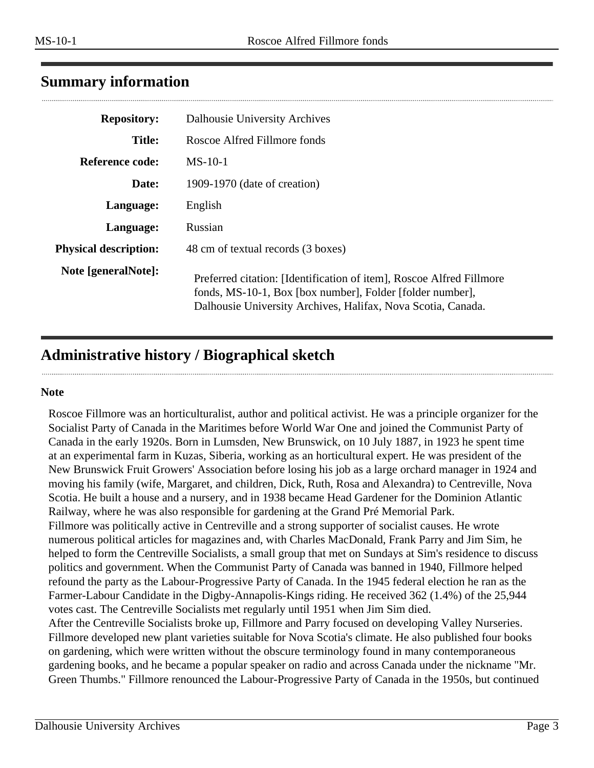## Summary information

| | |
|---|---|
| **Repository:** | Dalhousie University Archives |
| **Title:** | Roscoe Alfred Fillmore fonds |
| **Reference code:** | MS-10-1 |
| **Date:** | 1909-1970 (date of creation) |
| **Language:** | English |
| **Language:** | Russian |
| **Physical description:** | 48 cm of textual records (3 boxes) |
| **Note [generalNote]:** | Preferred citation: [Identification of item], Roscoe Alfred Fillmore fonds, MS-10-1, Box [box number], Folder [folder number], Dalhousie University Archives, Halifax, Nova Scotia, Canada. |

## Administrative history / Biographical sketch

**Note**

Roscoe Fillmore was an horticulturalist, author and political activist. He was a principle organizer for the Socialist Party of Canada in the Maritimes before World War One and joined the Communist Party of Canada in the early 1920s. Born in Lumsden, New Brunswick, on 10 July 1887, in 1923 he spent time at an experimental farm in Kuzas, Siberia, working as an horticultural expert. He was president of the New Brunswick Fruit Growers' Association before losing his job as a large orchard manager in 1924 and moving his family (wife, Margaret, and children, Dick, Ruth, Rosa and Alexandra) to Centreville, Nova Scotia. He built a house and a nursery, and in 1938 became Head Gardener for the Dominion Atlantic Railway, where he was also responsible for gardening at the Grand Pré Memorial Park.
Fillmore was politically active in Centreville and a strong supporter of socialist causes. He wrote numerous political articles for magazines and, with Charles MacDonald, Frank Parry and Jim Sim, he helped to form the Centreville Socialists, a small group that met on Sundays at Sim's residence to discuss politics and government. When the Communist Party of Canada was banned in 1940, Fillmore helped refound the party as the Labour-Progressive Party of Canada. In the 1945 federal election he ran as the Farmer-Labour Candidate in the Digby-Annapolis-Kings riding. He received 362 (1.4%) of the 25,944 votes cast. The Centreville Socialists met regularly until 1951 when Jim Sim died.
After the Centreville Socialists broke up, Fillmore and Parry focused on developing Valley Nurseries. Fillmore developed new plant varieties suitable for Nova Scotia's climate. He also published four books on gardening, which were written without the obscure terminology found in many contemporaneous gardening books, and he became a popular speaker on radio and across Canada under the nickname "Mr. Green Thumbs." Fillmore renounced the Labour-Progressive Party of Canada in the 1950s, but continued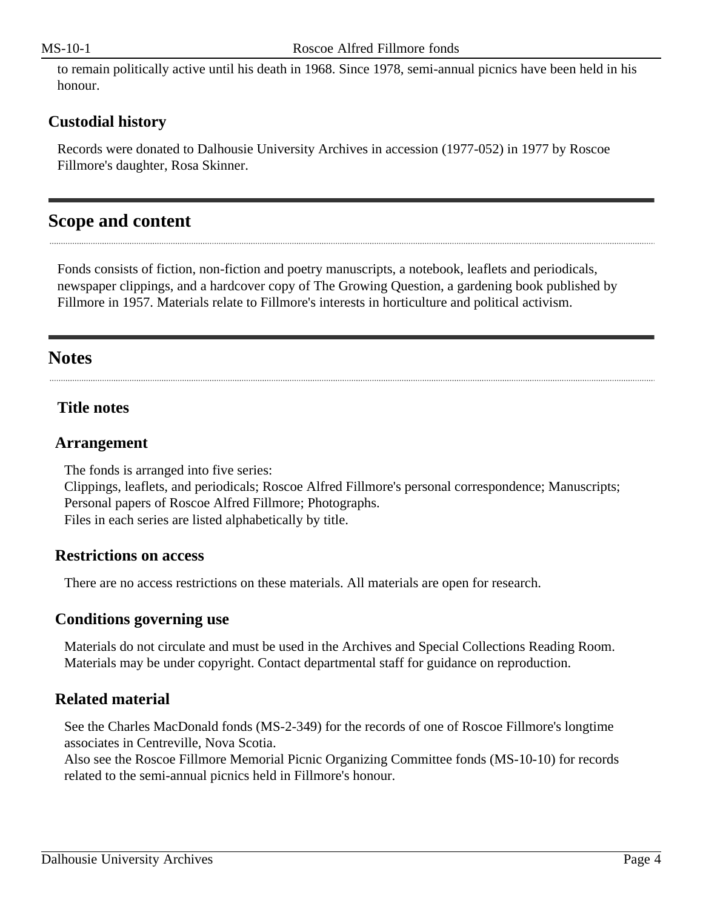to remain politically active until his death in 1968. Since 1978, semi-annual picnics have been held in his honour.

### Custodial history

Records were donated to Dalhousie University Archives in accession (1977-052) in 1977 by Roscoe Fillmore's daughter, Rosa Skinner.

## Scope and content

Fonds consists of fiction, non-fiction and poetry manuscripts, a notebook, leaflets and periodicals, newspaper clippings, and a hardcover copy of The Growing Question, a gardening book published by Fillmore in 1957. Materials relate to Fillmore's interests in horticulture and political activism.

## Notes

### Title notes

### Arrangement

The fonds is arranged into five series:
Clippings, leaflets, and periodicals; Roscoe Alfred Fillmore's personal correspondence; Manuscripts; Personal papers of Roscoe Alfred Fillmore; Photographs.
Files in each series are listed alphabetically by title.

### Restrictions on access

There are no access restrictions on these materials. All materials are open for research.

### Conditions governing use

Materials do not circulate and must be used in the Archives and Special Collections Reading Room. Materials may be under copyright. Contact departmental staff for guidance on reproduction.

### Related material

See the Charles MacDonald fonds (MS-2-349) for the records of one of Roscoe Fillmore's longtime associates in Centreville, Nova Scotia.
Also see the Roscoe Fillmore Memorial Picnic Organizing Committee fonds (MS-10-10) for records related to the semi-annual picnics held in Fillmore's honour.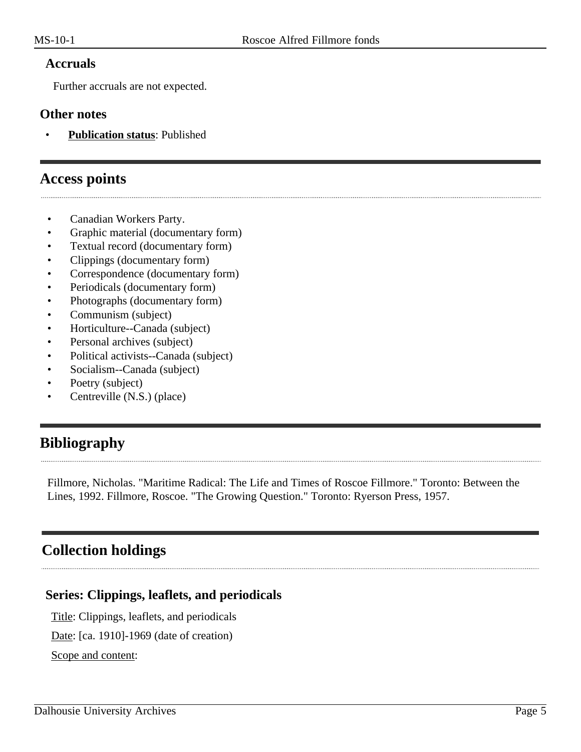### Accruals

Further accruals are not expected.

### Other notes

- **Publication status**: Published

## Access points

- Canadian Workers Party.
- Graphic material (documentary form)
- Textual record (documentary form)
- Clippings (documentary form)
- Correspondence (documentary form)
- Periodicals (documentary form)
- Photographs (documentary form)
- Communism (subject)
- Horticulture--Canada (subject)
- Personal archives (subject)
- Political activists--Canada (subject)
- Socialism--Canada (subject)
- Poetry (subject)
- Centreville (N.S.) (place)

## Bibliography

Fillmore, Nicholas. "Maritime Radical: The Life and Times of Roscoe Fillmore." Toronto: Between the Lines, 1992. Fillmore, Roscoe. "The Growing Question." Toronto: Ryerson Press, 1957.

## Collection holdings

### Series: Clippings, leaflets, and periodicals

Title: Clippings, leaflets, and periodicals

Date: [ca. 1910]-1969 (date of creation)

Scope and content: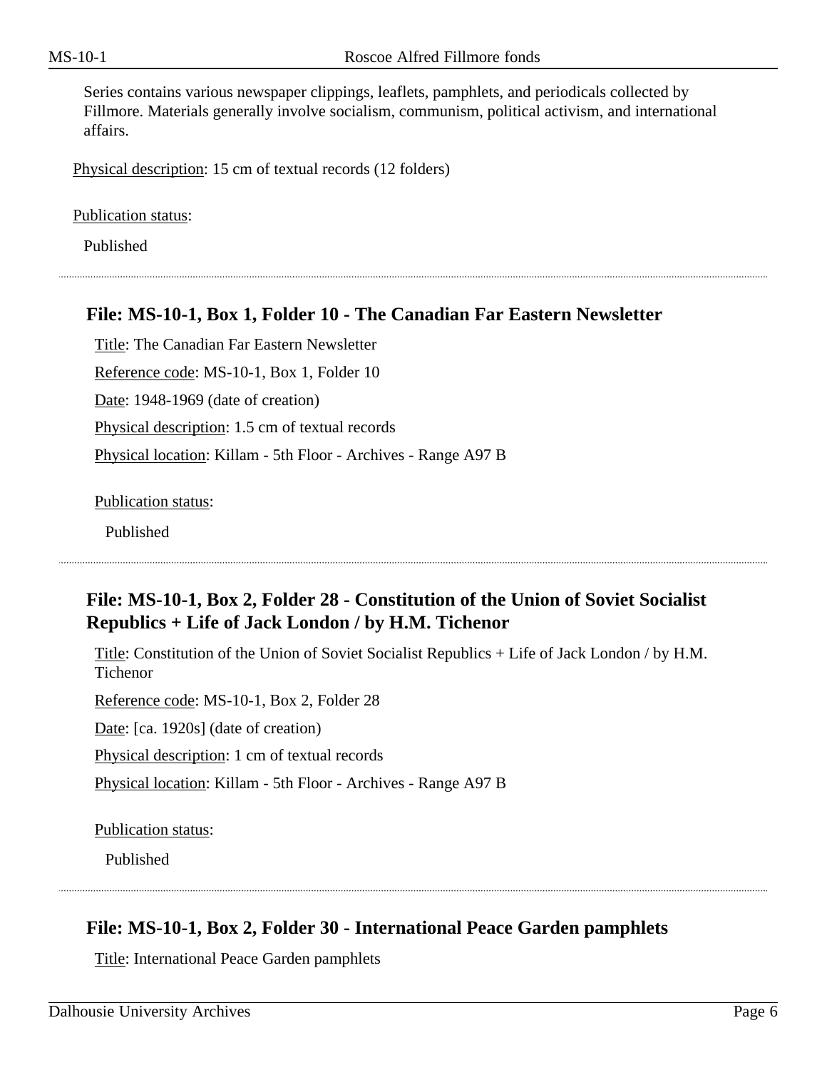Series contains various newspaper clippings, leaflets, pamphlets, and periodicals collected by Fillmore. Materials generally involve socialism, communism, political activism, and international affairs.

Physical description: 15 cm of textual records (12 folders)

Publication status:

Published

---

## File: MS-10-1, Box 1, Folder 10 - The Canadian Far Eastern Newsletter

Title: The Canadian Far Eastern Newsletter

Reference code: MS-10-1, Box 1, Folder 10

Date: 1948-1969 (date of creation)

Physical description: 1.5 cm of textual records

Physical location: Killam - 5th Floor - Archives - Range A97 B

Publication status:

Published

---

## File: MS-10-1, Box 2, Folder 28 - Constitution of the Union of Soviet Socialist Republics + Life of Jack London / by H.M. Tichenor

Title: Constitution of the Union of Soviet Socialist Republics + Life of Jack London / by H.M. Tichenor

Reference code: MS-10-1, Box 2, Folder 28

Date: [ca. 1920s] (date of creation)

Physical description: 1 cm of textual records

Physical location: Killam - 5th Floor - Archives - Range A97 B

Publication status:

Published

---

## File: MS-10-1, Box 2, Folder 30 - International Peace Garden pamphlets

Title: International Peace Garden pamphlets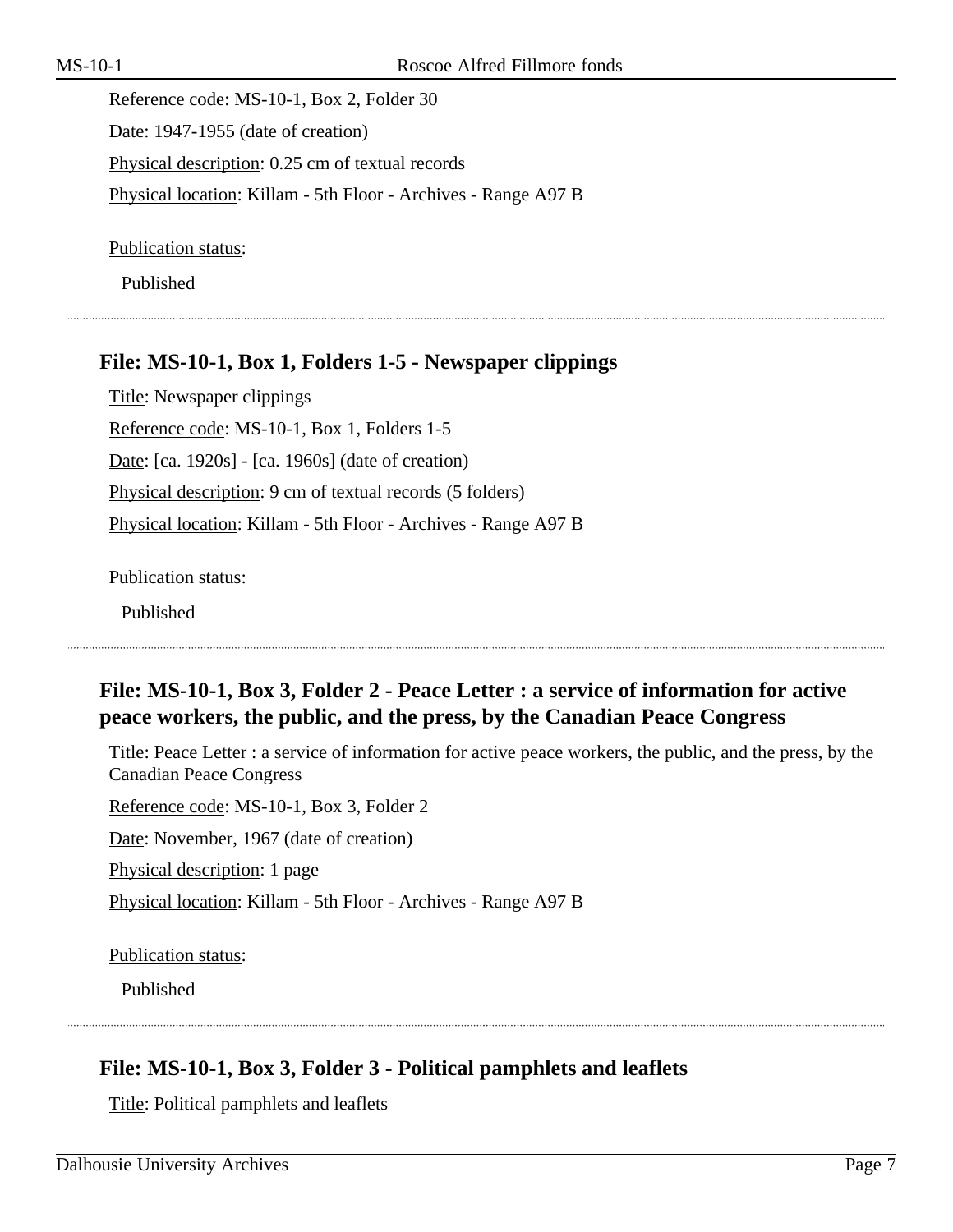Reference code: MS-10-1, Box 2, Folder 30

Date: 1947-1955 (date of creation)

Physical description: 0.25 cm of textual records

Physical location: Killam - 5th Floor - Archives - Range A97 B

Publication status:

Published

## File: MS-10-1, Box 1, Folders 1-5 - Newspaper clippings

Title: Newspaper clippings

Reference code: MS-10-1, Box 1, Folders 1-5

Date: [ca. 1920s] - [ca. 1960s] (date of creation)

Physical description: 9 cm of textual records (5 folders)

Physical location: Killam - 5th Floor - Archives - Range A97 B

Publication status:

Published

## File: MS-10-1, Box 3, Folder 2 - Peace Letter : a service of information for active peace workers, the public, and the press, by the Canadian Peace Congress

Title: Peace Letter : a service of information for active peace workers, the public, and the press, by the Canadian Peace Congress

Reference code: MS-10-1, Box 3, Folder 2

Date: November, 1967 (date of creation)

Physical description: 1 page

Physical location: Killam - 5th Floor - Archives - Range A97 B

Publication status:

Published

## File: MS-10-1, Box 3, Folder 3 - Political pamphlets and leaflets

Title: Political pamphlets and leaflets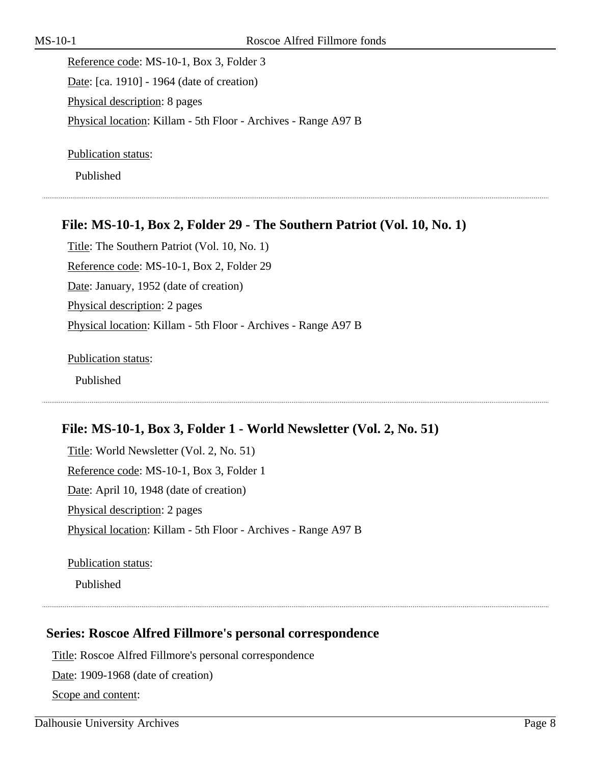Reference code: MS-10-1, Box 3, Folder 3

Date: [ca. 1910] - 1964 (date of creation)

Physical description: 8 pages

Physical location: Killam - 5th Floor - Archives - Range A97 B

Publication status:

Published

### File: MS-10-1, Box 2, Folder 29 - The Southern Patriot (Vol. 10, No. 1)

Title: The Southern Patriot (Vol. 10, No. 1)

Reference code: MS-10-1, Box 2, Folder 29

Date: January, 1952 (date of creation)

Physical description: 2 pages

Physical location: Killam - 5th Floor - Archives - Range A97 B

Publication status:

Published

### File: MS-10-1, Box 3, Folder 1 - World Newsletter (Vol. 2, No. 51)

Title: World Newsletter (Vol. 2, No. 51)

Reference code: MS-10-1, Box 3, Folder 1

Date: April 10, 1948 (date of creation)

Physical description: 2 pages

Physical location: Killam - 5th Floor - Archives - Range A97 B

Publication status:

Published

## Series: Roscoe Alfred Fillmore's personal correspondence

Title: Roscoe Alfred Fillmore's personal correspondence

Date: 1909-1968 (date of creation)

Scope and content: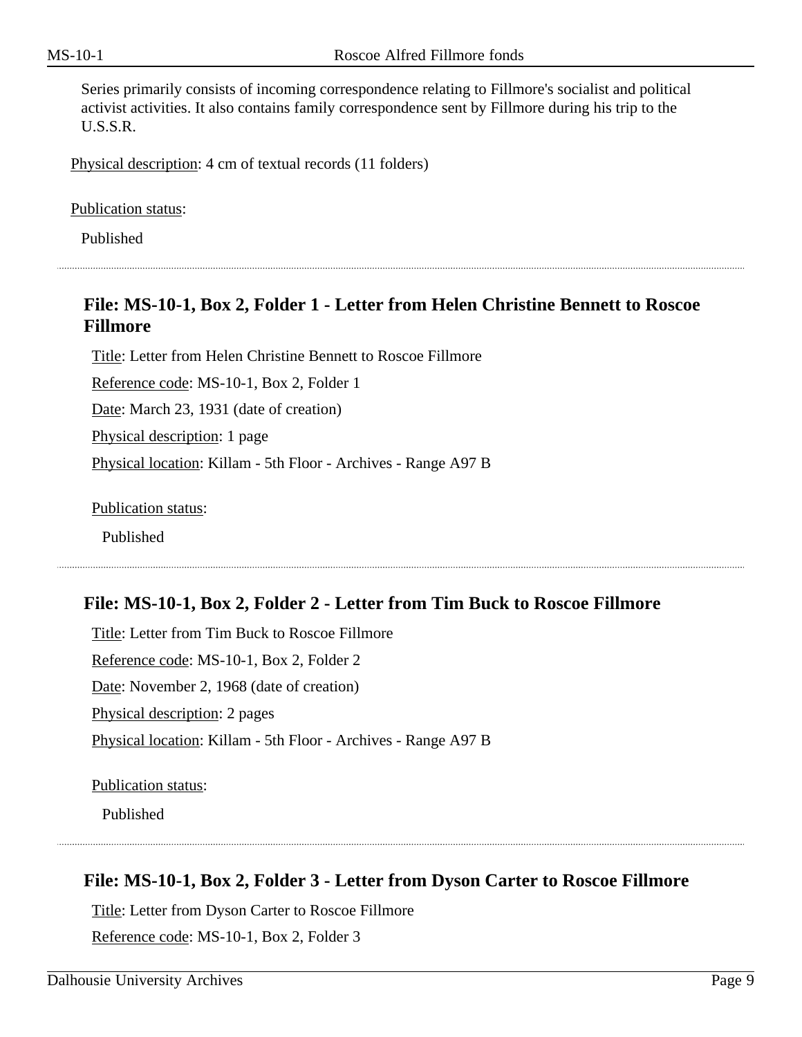Series primarily consists of incoming correspondence relating to Fillmore's socialist and political activist activities. It also contains family correspondence sent by Fillmore during his trip to the U.S.S.R.

Physical description: 4 cm of textual records (11 folders)

Publication status:

Published

---

### File: MS-10-1, Box 2, Folder 1 - Letter from Helen Christine Bennett to Roscoe Fillmore

Title: Letter from Helen Christine Bennett to Roscoe Fillmore

Reference code: MS-10-1, Box 2, Folder 1

Date: March 23, 1931 (date of creation)

Physical description: 1 page

Physical location: Killam - 5th Floor - Archives - Range A97 B

Publication status:

Published

---

### File: MS-10-1, Box 2, Folder 2 - Letter from Tim Buck to Roscoe Fillmore

Title: Letter from Tim Buck to Roscoe Fillmore

Reference code: MS-10-1, Box 2, Folder 2

Date: November 2, 1968 (date of creation)

Physical description: 2 pages

Physical location: Killam - 5th Floor - Archives - Range A97 B

Publication status:

Published

---

### File: MS-10-1, Box 2, Folder 3 - Letter from Dyson Carter to Roscoe Fillmore

Title: Letter from Dyson Carter to Roscoe Fillmore

Reference code: MS-10-1, Box 2, Folder 3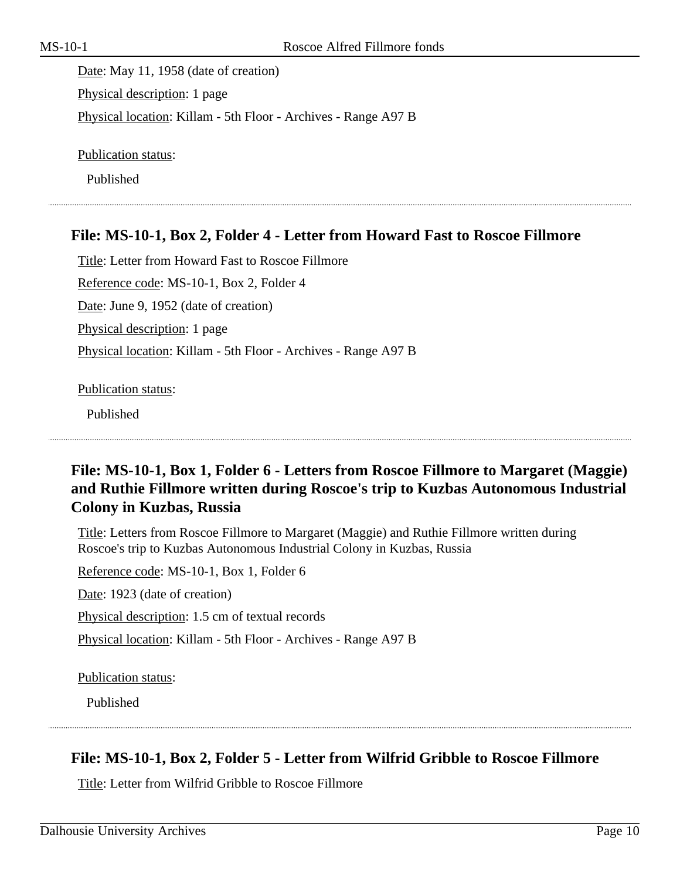Date: May 11, 1958 (date of creation)

Physical description: 1 page

Physical location: Killam - 5th Floor - Archives - Range A97 B

Publication status:

Published

---

### File: MS-10-1, Box 2, Folder 4 - Letter from Howard Fast to Roscoe Fillmore

Title: Letter from Howard Fast to Roscoe Fillmore

Reference code: MS-10-1, Box 2, Folder 4

Date: June 9, 1952 (date of creation)

Physical description: 1 page

Physical location: Killam - 5th Floor - Archives - Range A97 B

Publication status:

Published

---

### File: MS-10-1, Box 1, Folder 6 - Letters from Roscoe Fillmore to Margaret (Maggie) and Ruthie Fillmore written during Roscoe's trip to Kuzbas Autonomous Industrial Colony in Kuzbas, Russia

Title: Letters from Roscoe Fillmore to Margaret (Maggie) and Ruthie Fillmore written during Roscoe's trip to Kuzbas Autonomous Industrial Colony in Kuzbas, Russia

Reference code: MS-10-1, Box 1, Folder 6

Date: 1923 (date of creation)

Physical description: 1.5 cm of textual records

Physical location: Killam - 5th Floor - Archives - Range A97 B

Publication status:

Published

---

### File: MS-10-1, Box 2, Folder 5 - Letter from Wilfrid Gribble to Roscoe Fillmore

Title: Letter from Wilfrid Gribble to Roscoe Fillmore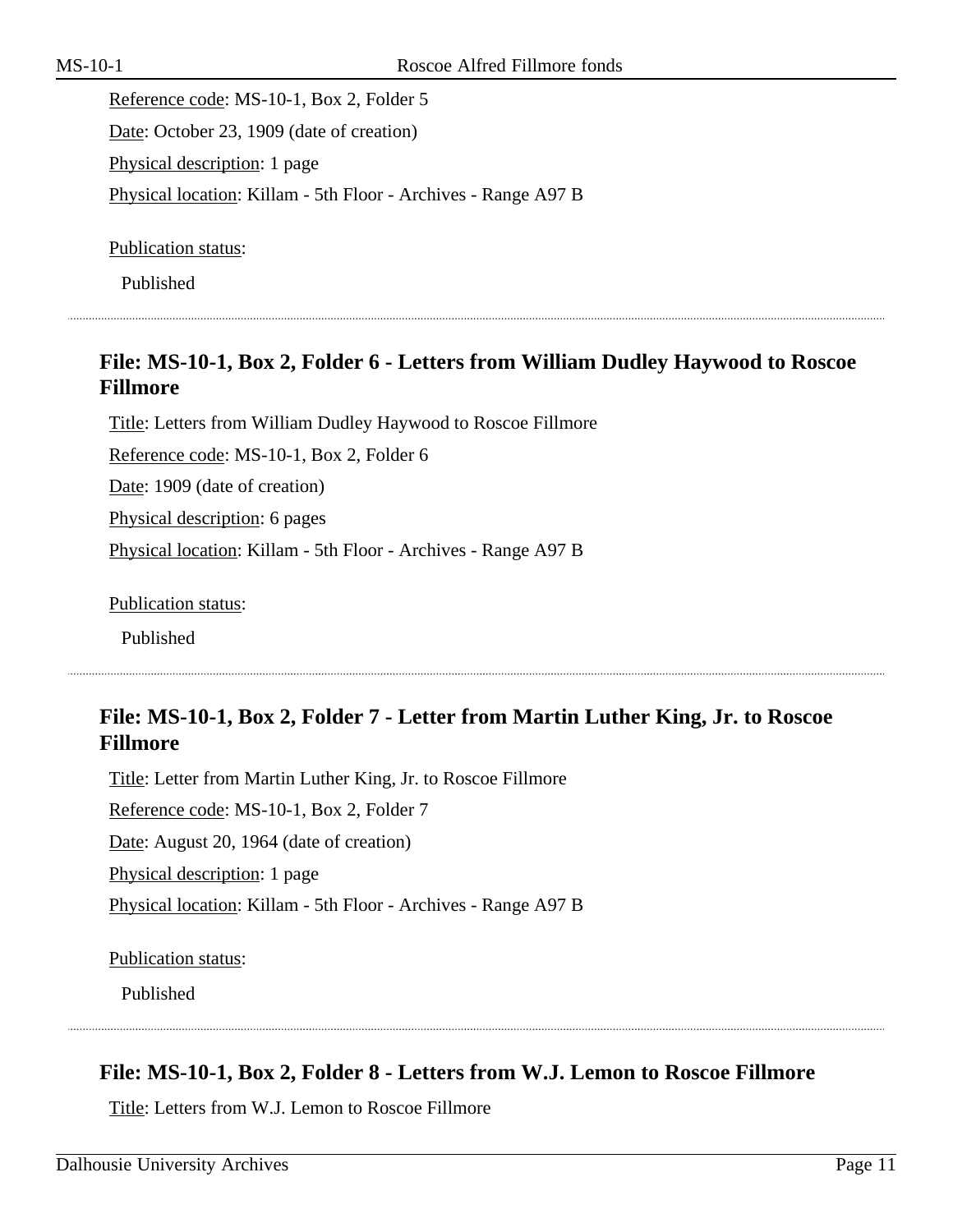Reference code: MS-10-1, Box 2, Folder 5

Date: October 23, 1909 (date of creation)

Physical description: 1 page

Physical location: Killam - 5th Floor - Archives - Range A97 B

Publication status:

Published

---

### File: MS-10-1, Box 2, Folder 6 - Letters from William Dudley Haywood to Roscoe Fillmore

Title: Letters from William Dudley Haywood to Roscoe Fillmore

Reference code: MS-10-1, Box 2, Folder 6

Date: 1909 (date of creation)

Physical description: 6 pages

Physical location: Killam - 5th Floor - Archives - Range A97 B

Publication status:

Published

---

### File: MS-10-1, Box 2, Folder 7 - Letter from Martin Luther King, Jr. to Roscoe Fillmore

Title: Letter from Martin Luther King, Jr. to Roscoe Fillmore

Reference code: MS-10-1, Box 2, Folder 7

Date: August 20, 1964 (date of creation)

Physical description: 1 page

Physical location: Killam - 5th Floor - Archives - Range A97 B

Publication status:

Published

---

### File: MS-10-1, Box 2, Folder 8 - Letters from W.J. Lemon to Roscoe Fillmore

Title: Letters from W.J. Lemon to Roscoe Fillmore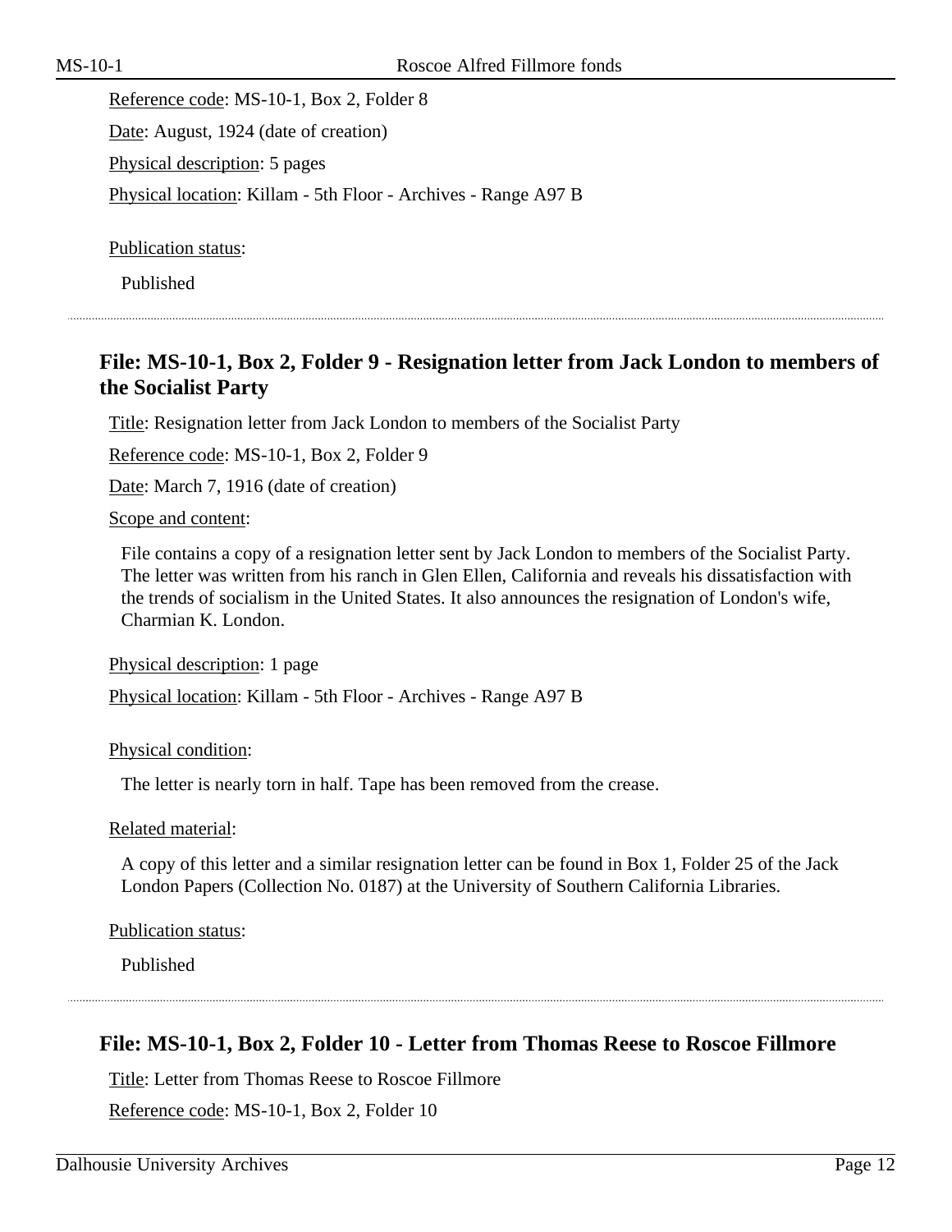Reference code: MS-10-1, Box 2, Folder 8

Date: August, 1924 (date of creation)

Physical description: 5 pages

Physical location: Killam - 5th Floor - Archives - Range A97 B

Publication status:

Published

---

## File: MS-10-1, Box 2, Folder 9 - Resignation letter from Jack London to members of the Socialist Party

Title: Resignation letter from Jack London to members of the Socialist Party

Reference code: MS-10-1, Box 2, Folder 9

Date: March 7, 1916 (date of creation)

Scope and content:

File contains a copy of a resignation letter sent by Jack London to members of the Socialist Party. The letter was written from his ranch in Glen Ellen, California and reveals his dissatisfaction with the trends of socialism in the United States. It also announces the resignation of London's wife, Charmian K. London.

Physical description: 1 page

Physical location: Killam - 5th Floor - Archives - Range A97 B

Physical condition:

The letter is nearly torn in half. Tape has been removed from the crease.

Related material:

A copy of this letter and a similar resignation letter can be found in Box 1, Folder 25 of the Jack London Papers (Collection No. 0187) at the University of Southern California Libraries.

Publication status:

Published

---

## File: MS-10-1, Box 2, Folder 10 - Letter from Thomas Reese to Roscoe Fillmore

Title: Letter from Thomas Reese to Roscoe Fillmore

Reference code: MS-10-1, Box 2, Folder 10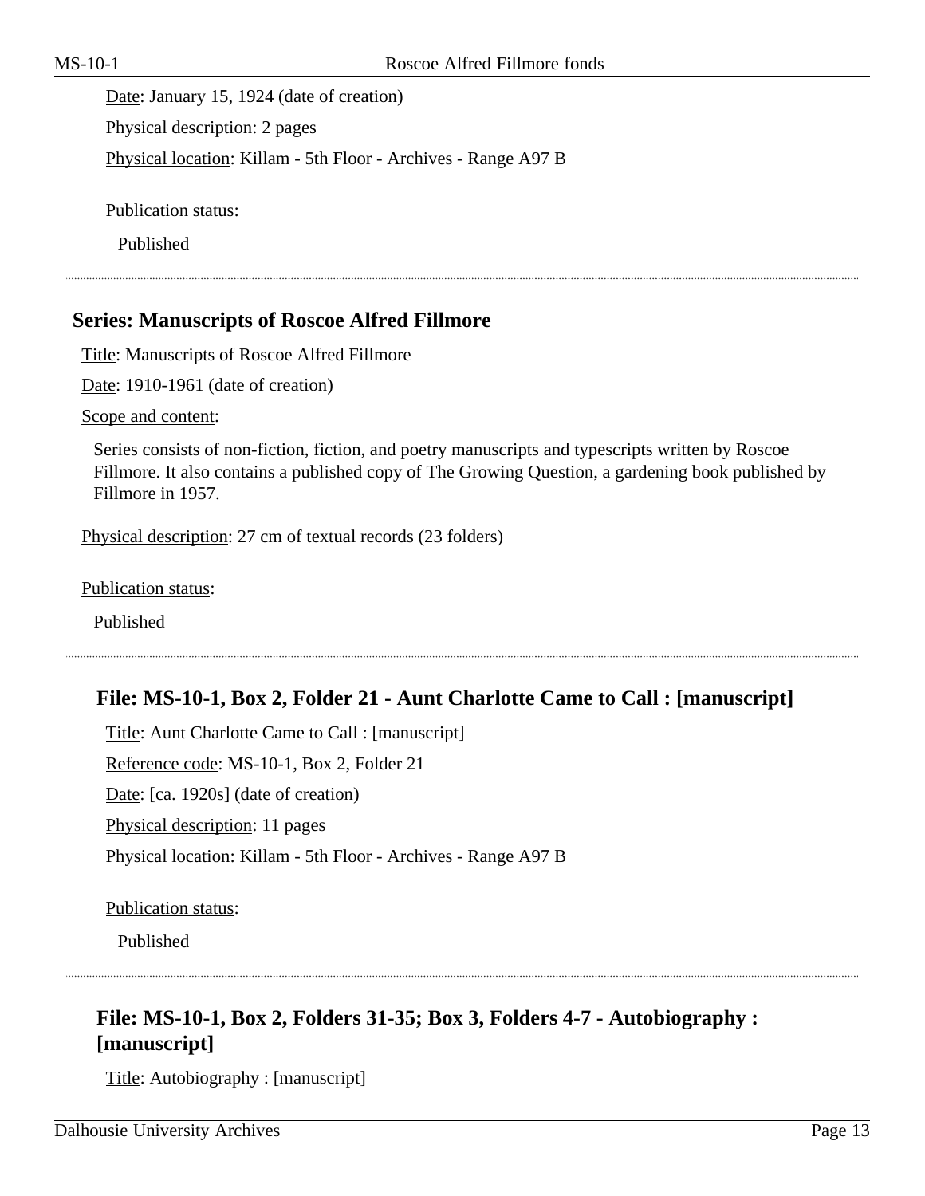Date: January 15, 1924 (date of creation)

Physical description: 2 pages

Physical location: Killam - 5th Floor - Archives - Range A97 B

Publication status:

Published

---

## Series: Manuscripts of Roscoe Alfred Fillmore

Title: Manuscripts of Roscoe Alfred Fillmore

Date: 1910-1961 (date of creation)

Scope and content:

Series consists of non-fiction, fiction, and poetry manuscripts and typescripts written by Roscoe Fillmore. It also contains a published copy of The Growing Question, a gardening book published by Fillmore in 1957.

Physical description: 27 cm of textual records (23 folders)

Publication status:

Published

---

### File: MS-10-1, Box 2, Folder 21 - Aunt Charlotte Came to Call : [manuscript]

Title: Aunt Charlotte Came to Call : [manuscript]

Reference code: MS-10-1, Box 2, Folder 21

Date: [ca. 1920s] (date of creation)

Physical description: 11 pages

Physical location: Killam - 5th Floor - Archives - Range A97 B

Publication status:

Published

---

### File: MS-10-1, Box 2, Folders 31-35; Box 3, Folders 4-7 - Autobiography : [manuscript]

Title: Autobiography : [manuscript]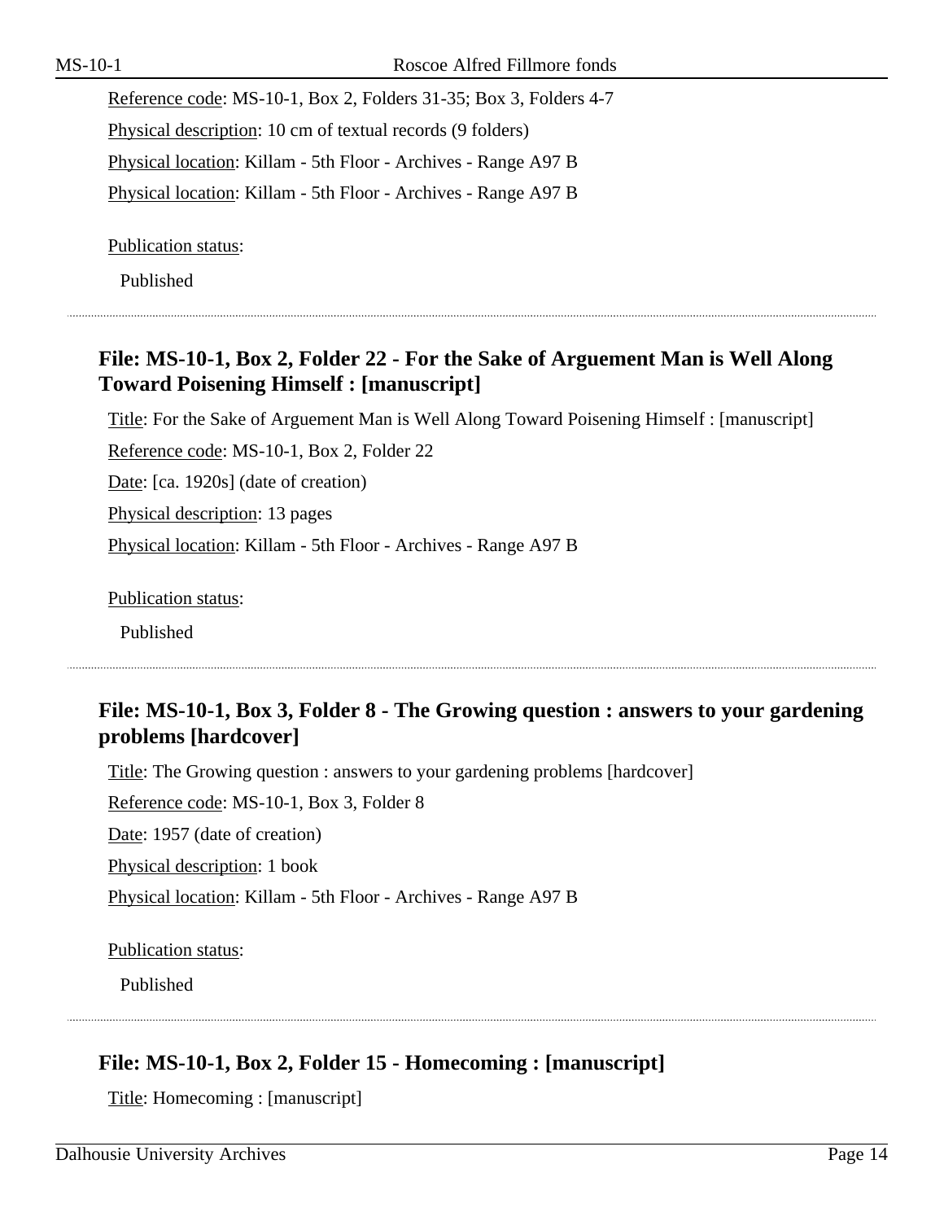Reference code: MS-10-1, Box 2, Folders 31-35; Box 3, Folders 4-7

Physical description: 10 cm of textual records (9 folders)

Physical location: Killam - 5th Floor - Archives - Range A97 B

Physical location: Killam - 5th Floor - Archives - Range A97 B

Publication status:

Published

---

### File: MS-10-1, Box 2, Folder 22 - For the Sake of Arguement Man is Well Along Toward Poisening Himself : [manuscript]

Title: For the Sake of Arguement Man is Well Along Toward Poisening Himself : [manuscript]

Reference code: MS-10-1, Box 2, Folder 22

Date: [ca. 1920s] (date of creation)

Physical description: 13 pages

Physical location: Killam - 5th Floor - Archives - Range A97 B

Publication status:

Published

---

### File: MS-10-1, Box 3, Folder 8 - The Growing question : answers to your gardening problems [hardcover]

Title: The Growing question : answers to your gardening problems [hardcover]

Reference code: MS-10-1, Box 3, Folder 8

Date: 1957 (date of creation)

Physical description: 1 book

Physical location: Killam - 5th Floor - Archives - Range A97 B

Publication status:

Published

---

### File: MS-10-1, Box 2, Folder 15 - Homecoming : [manuscript]

Title: Homecoming : [manuscript]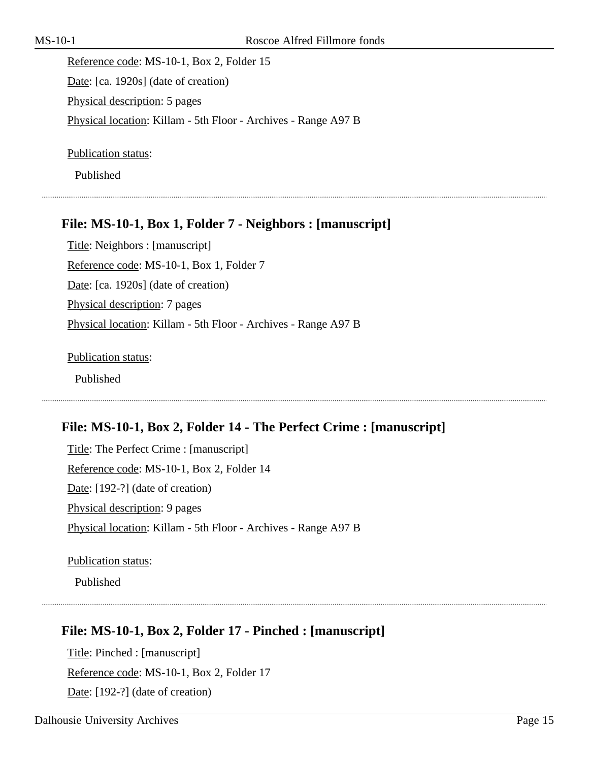Reference code: MS-10-1, Box 2, Folder 15

Date: [ca. 1920s] (date of creation)

Physical description: 5 pages

Physical location: Killam - 5th Floor - Archives - Range A97 B

Publication status:

Published

---

### File: MS-10-1, Box 1, Folder 7 - Neighbors : [manuscript]

Title: Neighbors : [manuscript]

Reference code: MS-10-1, Box 1, Folder 7

Date: [ca. 1920s] (date of creation)

Physical description: 7 pages

Physical location: Killam - 5th Floor - Archives - Range A97 B

Publication status:

Published

---

### File: MS-10-1, Box 2, Folder 14 - The Perfect Crime : [manuscript]

Title: The Perfect Crime : [manuscript]

Reference code: MS-10-1, Box 2, Folder 14

Date: [192-?] (date of creation)

Physical description: 9 pages

Physical location: Killam - 5th Floor - Archives - Range A97 B

Publication status:

Published

---

### File: MS-10-1, Box 2, Folder 17 - Pinched : [manuscript]

Title: Pinched : [manuscript]

Reference code: MS-10-1, Box 2, Folder 17

Date: [192-?] (date of creation)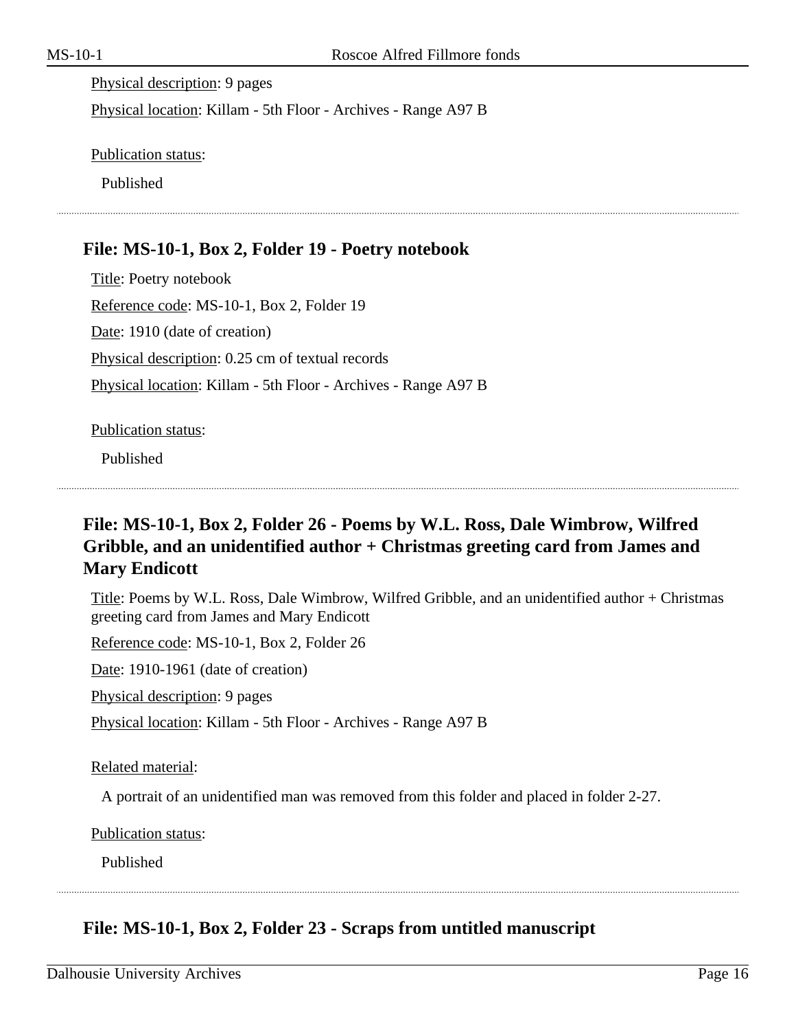Physical description: 9 pages

Physical location: Killam - 5th Floor - Archives - Range A97 B

Publication status:

Published

---

### File: MS-10-1, Box 2, Folder 19 - Poetry notebook

Title: Poetry notebook

Reference code: MS-10-1, Box 2, Folder 19

Date: 1910 (date of creation)

Physical description: 0.25 cm of textual records

Physical location: Killam - 5th Floor - Archives - Range A97 B

Publication status:

Published

---

### File: MS-10-1, Box 2, Folder 26 - Poems by W.L. Ross, Dale Wimbrow, Wilfred Gribble, and an unidentified author + Christmas greeting card from James and Mary Endicott

Title: Poems by W.L. Ross, Dale Wimbrow, Wilfred Gribble, and an unidentified author + Christmas greeting card from James and Mary Endicott

Reference code: MS-10-1, Box 2, Folder 26

Date: 1910-1961 (date of creation)

Physical description: 9 pages

Physical location: Killam - 5th Floor - Archives - Range A97 B

Related material:

A portrait of an unidentified man was removed from this folder and placed in folder 2-27.

Publication status:

Published

---

### File: MS-10-1, Box 2, Folder 23 - Scraps from untitled manuscript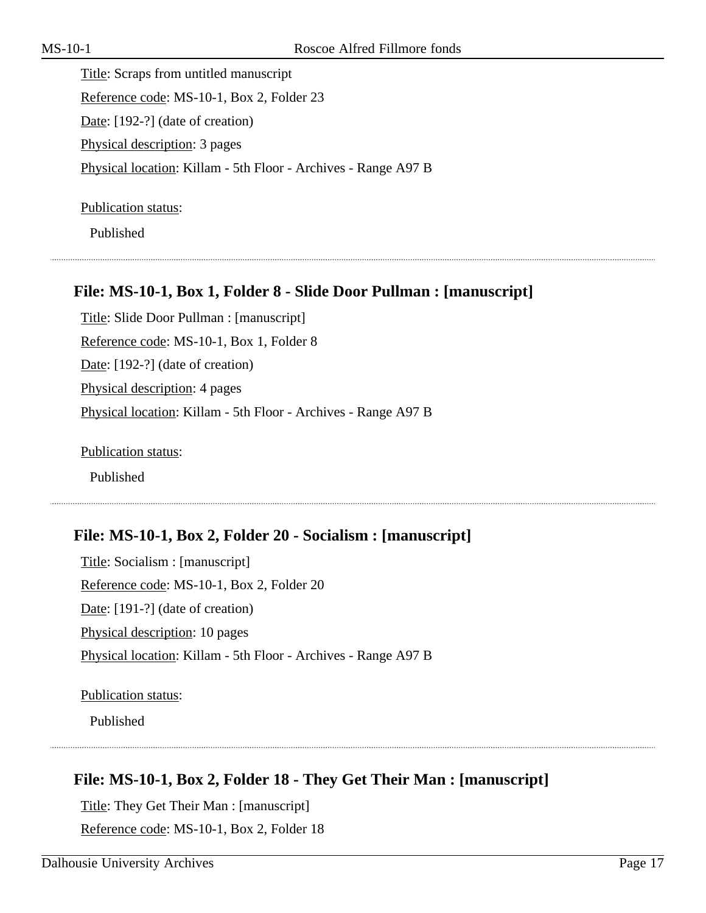Title: Scraps from untitled manuscript

Reference code: MS-10-1, Box 2, Folder 23

Date: [192-?] (date of creation)

Physical description: 3 pages

Physical location: Killam - 5th Floor - Archives - Range A97 B

Publication status:

Published

---

### File: MS-10-1, Box 1, Folder 8 - Slide Door Pullman : [manuscript]

Title: Slide Door Pullman : [manuscript]

Reference code: MS-10-1, Box 1, Folder 8

Date: [192-?] (date of creation)

Physical description: 4 pages

Physical location: Killam - 5th Floor - Archives - Range A97 B

Publication status:

Published

---

### File: MS-10-1, Box 2, Folder 20 - Socialism : [manuscript]

Title: Socialism : [manuscript]

Reference code: MS-10-1, Box 2, Folder 20

Date: [191-?] (date of creation)

Physical description: 10 pages

Physical location: Killam - 5th Floor - Archives - Range A97 B

Publication status:

Published

---

### File: MS-10-1, Box 2, Folder 18 - They Get Their Man : [manuscript]

Title: They Get Their Man : [manuscript]

Reference code: MS-10-1, Box 2, Folder 18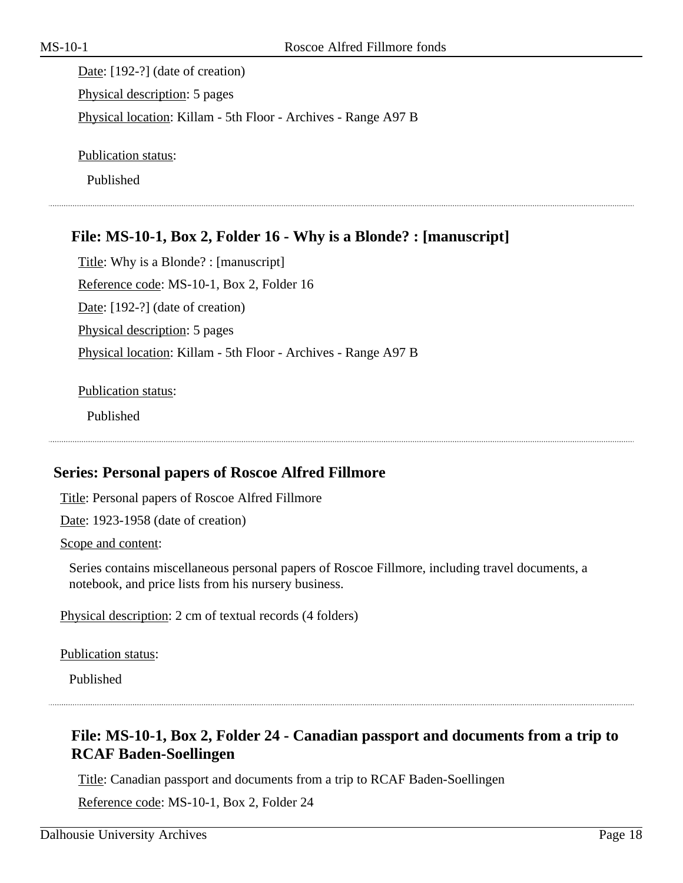Date: [192-?] (date of creation)

Physical description: 5 pages

Physical location: Killam - 5th Floor - Archives - Range A97 B

Publication status:

Published

---

### File: MS-10-1, Box 2, Folder 16 - Why is a Blonde? : [manuscript]

Title: Why is a Blonde? : [manuscript]

Reference code: MS-10-1, Box 2, Folder 16

Date: [192-?] (date of creation)

Physical description: 5 pages

Physical location: Killam - 5th Floor - Archives - Range A97 B

Publication status:

Published

---

## Series: Personal papers of Roscoe Alfred Fillmore

Title: Personal papers of Roscoe Alfred Fillmore

Date: 1923-1958 (date of creation)

Scope and content:

Series contains miscellaneous personal papers of Roscoe Fillmore, including travel documents, a notebook, and price lists from his nursery business.

Physical description: 2 cm of textual records (4 folders)

Publication status:

Published

---

### File: MS-10-1, Box 2, Folder 24 - Canadian passport and documents from a trip to RCAF Baden-Soellingen

Title: Canadian passport and documents from a trip to RCAF Baden-Soellingen

Reference code: MS-10-1, Box 2, Folder 24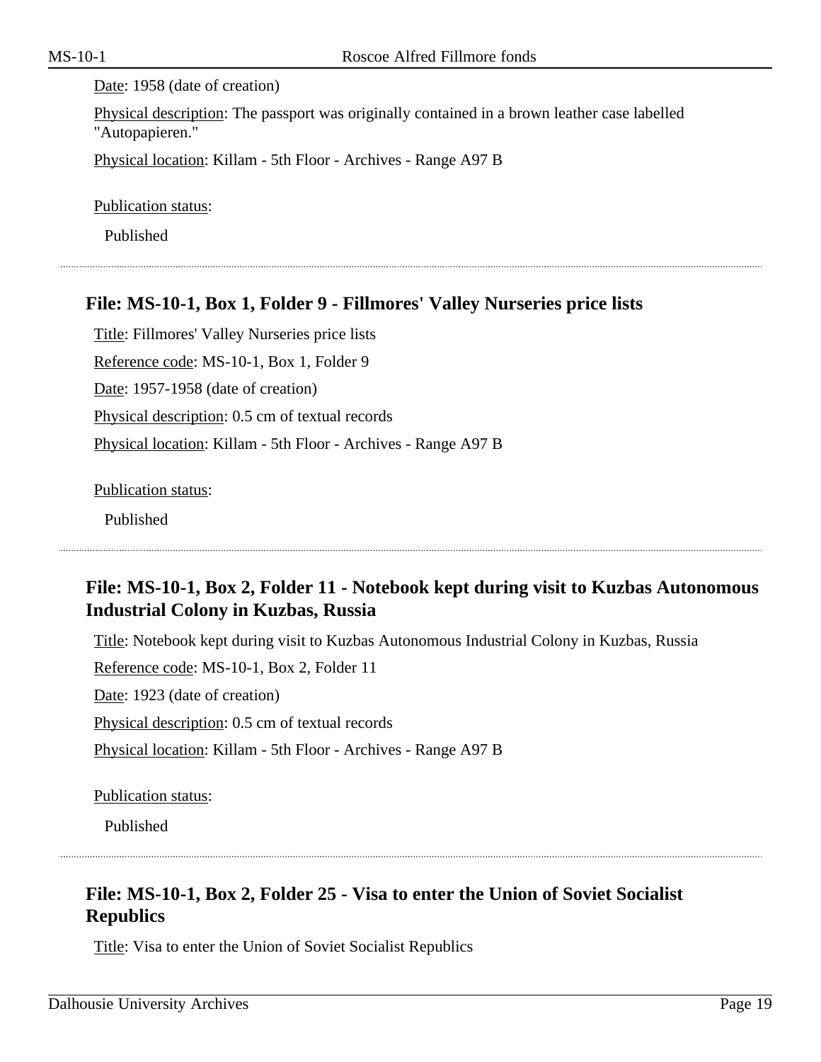Date: 1958 (date of creation)

Physical description: The passport was originally contained in a brown leather case labelled "Autopapieren."

Physical location: Killam - 5th Floor - Archives - Range A97 B

Publication status:

Published

---

### File: MS-10-1, Box 1, Folder 9 - Fillmores' Valley Nurseries price lists

Title: Fillmores' Valley Nurseries price lists

Reference code: MS-10-1, Box 1, Folder 9

Date: 1957-1958 (date of creation)

Physical description: 0.5 cm of textual records

Physical location: Killam - 5th Floor - Archives - Range A97 B

Publication status:

Published

---

### File: MS-10-1, Box 2, Folder 11 - Notebook kept during visit to Kuzbas Autonomous Industrial Colony in Kuzbas, Russia

Title: Notebook kept during visit to Kuzbas Autonomous Industrial Colony in Kuzbas, Russia

Reference code: MS-10-1, Box 2, Folder 11

Date: 1923 (date of creation)

Physical description: 0.5 cm of textual records

Physical location: Killam - 5th Floor - Archives - Range A97 B

Publication status:

Published

---

### File: MS-10-1, Box 2, Folder 25 - Visa to enter the Union of Soviet Socialist Republics

Title: Visa to enter the Union of Soviet Socialist Republics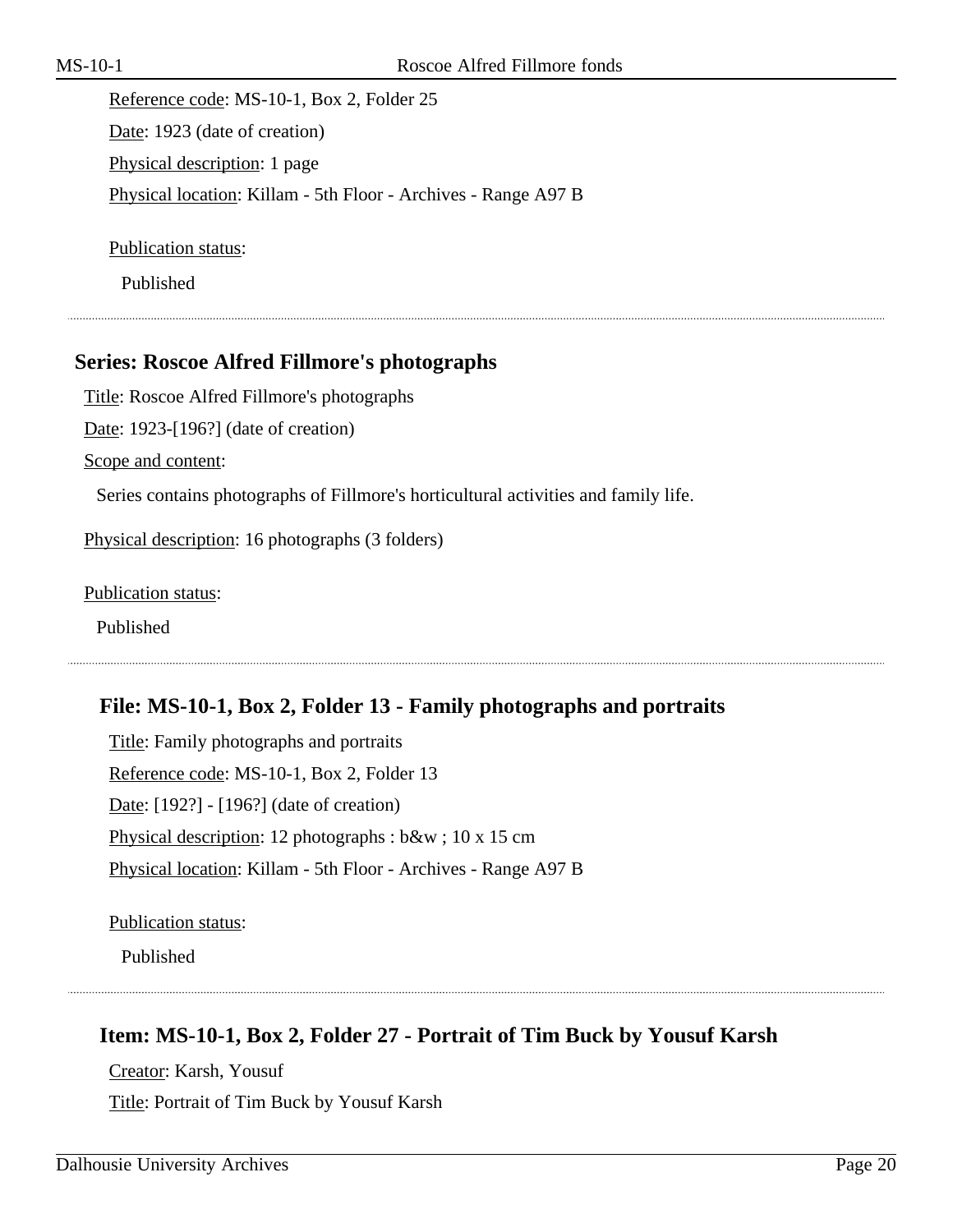Reference code: MS-10-1, Box 2, Folder 25

Date: 1923 (date of creation)

Physical description: 1 page

Physical location: Killam - 5th Floor - Archives - Range A97 B

Publication status:

Published

---

## Series: Roscoe Alfred Fillmore's photographs

Title: Roscoe Alfred Fillmore's photographs

Date: 1923-[196?] (date of creation)

Scope and content:

Series contains photographs of Fillmore's horticultural activities and family life.

Physical description: 16 photographs (3 folders)

Publication status:

Published

---

### File: MS-10-1, Box 2, Folder 13 - Family photographs and portraits

Title: Family photographs and portraits

Reference code: MS-10-1, Box 2, Folder 13

Date: [192?] - [196?] (date of creation)

Physical description: 12 photographs : b&w ; 10 x 15 cm

Physical location: Killam - 5th Floor - Archives - Range A97 B

Publication status:

Published

---

### Item: MS-10-1, Box 2, Folder 27 - Portrait of Tim Buck by Yousuf Karsh

Creator: Karsh, Yousuf

Title: Portrait of Tim Buck by Yousuf Karsh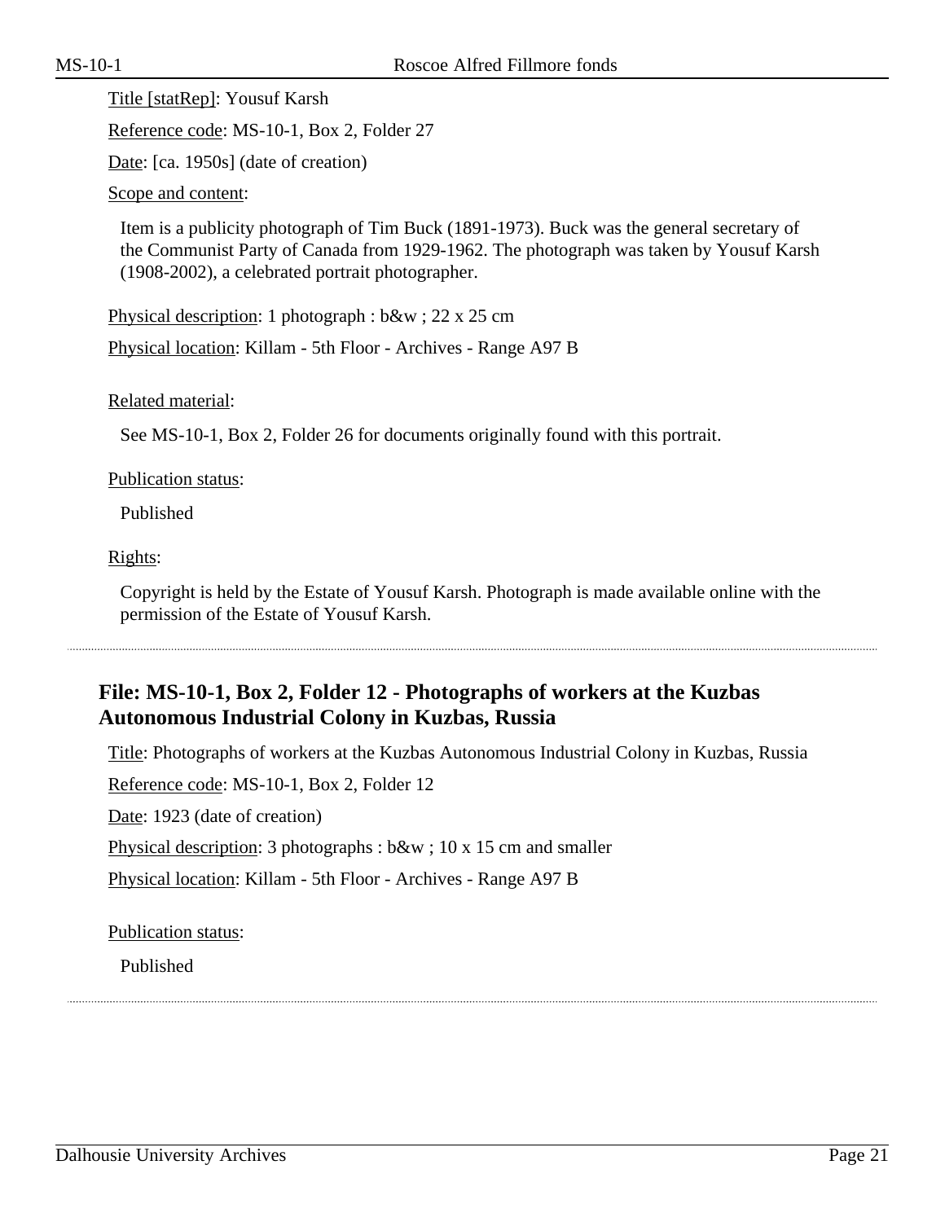Title [statRep]: Yousuf Karsh

Reference code: MS-10-1, Box 2, Folder 27

Date: [ca. 1950s] (date of creation)

Scope and content:

Item is a publicity photograph of Tim Buck (1891-1973). Buck was the general secretary of the Communist Party of Canada from 1929-1962. The photograph was taken by Yousuf Karsh (1908-2002), a celebrated portrait photographer.

Physical description: 1 photograph : b&w ; 22 x 25 cm

Physical location: Killam - 5th Floor - Archives - Range A97 B

Related material:

See MS-10-1, Box 2, Folder 26 for documents originally found with this portrait.

Publication status:

Published

Rights:

Copyright is held by the Estate of Yousuf Karsh. Photograph is made available online with the permission of the Estate of Yousuf Karsh.

---

## File: MS-10-1, Box 2, Folder 12 - Photographs of workers at the Kuzbas Autonomous Industrial Colony in Kuzbas, Russia

Title: Photographs of workers at the Kuzbas Autonomous Industrial Colony in Kuzbas, Russia

Reference code: MS-10-1, Box 2, Folder 12

Date: 1923 (date of creation)

Physical description: 3 photographs : b&w ; 10 x 15 cm and smaller

Physical location: Killam - 5th Floor - Archives - Range A97 B

Publication status:

Published